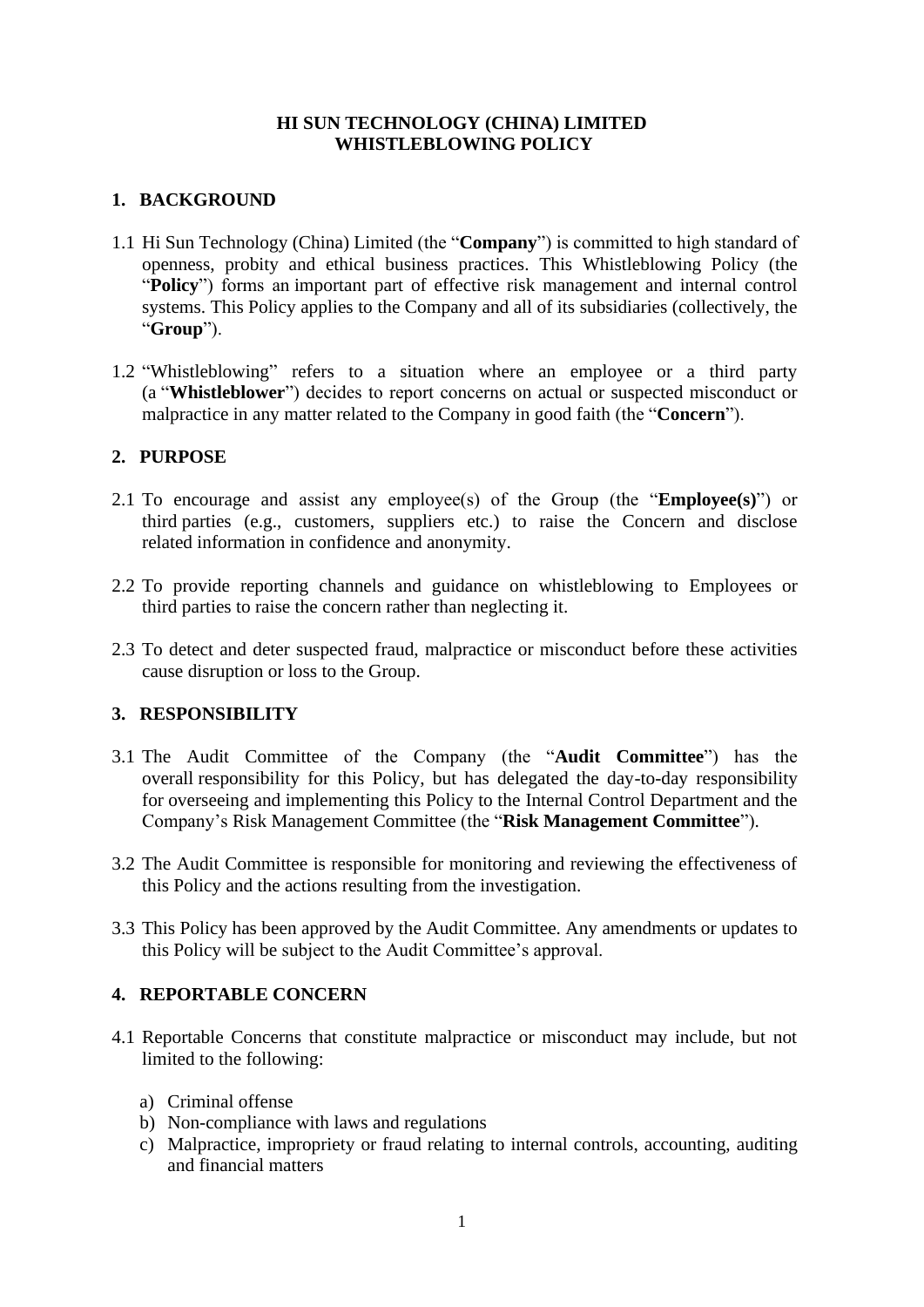# HI SUN TECHNOLOGY (CHINA) LIMITED
# WHISTLEBLOWING POLICY

## 1. BACKGROUND

1.1 Hi Sun Technology (China) Limited (the "**Company**") is committed to high standard of openness, probity and ethical business practices. This Whistleblowing Policy (the "**Policy**") forms an important part of effective risk management and internal control systems. This Policy applies to the Company and all of its subsidiaries (collectively, the "**Group**").

1.2 "Whistleblowing" refers to a situation where an employee or a third party (a "**Whistleblower**") decides to report concerns on actual or suspected misconduct or malpractice in any matter related to the Company in good faith (the "**Concern**").

## 2. PURPOSE

2.1 To encourage and assist any employee(s) of the Group (the "**Employee(s)**") or third parties (e.g., customers, suppliers etc.) to raise the Concern and disclose related information in confidence and anonymity.

2.2 To provide reporting channels and guidance on whistleblowing to Employees or third parties to raise the concern rather than neglecting it.

2.3 To detect and deter suspected fraud, malpractice or misconduct before these activities cause disruption or loss to the Group.

## 3. RESPONSIBILITY

3.1 The Audit Committee of the Company (the "**Audit Committee**") has the overall responsibility for this Policy, but has delegated the day-to-day responsibility for overseeing and implementing this Policy to the Internal Control Department and the Company's Risk Management Committee (the "**Risk Management Committee**").

3.2 The Audit Committee is responsible for monitoring and reviewing the effectiveness of this Policy and the actions resulting from the investigation.

3.3 This Policy has been approved by the Audit Committee. Any amendments or updates to this Policy will be subject to the Audit Committee's approval.

## 4. REPORTABLE CONCERN

4.1 Reportable Concerns that constitute malpractice or misconduct may include, but not limited to the following:

a) Criminal offense
b) Non-compliance with laws and regulations
c) Malpractice, impropriety or fraud relating to internal controls, accounting, auditing and financial matters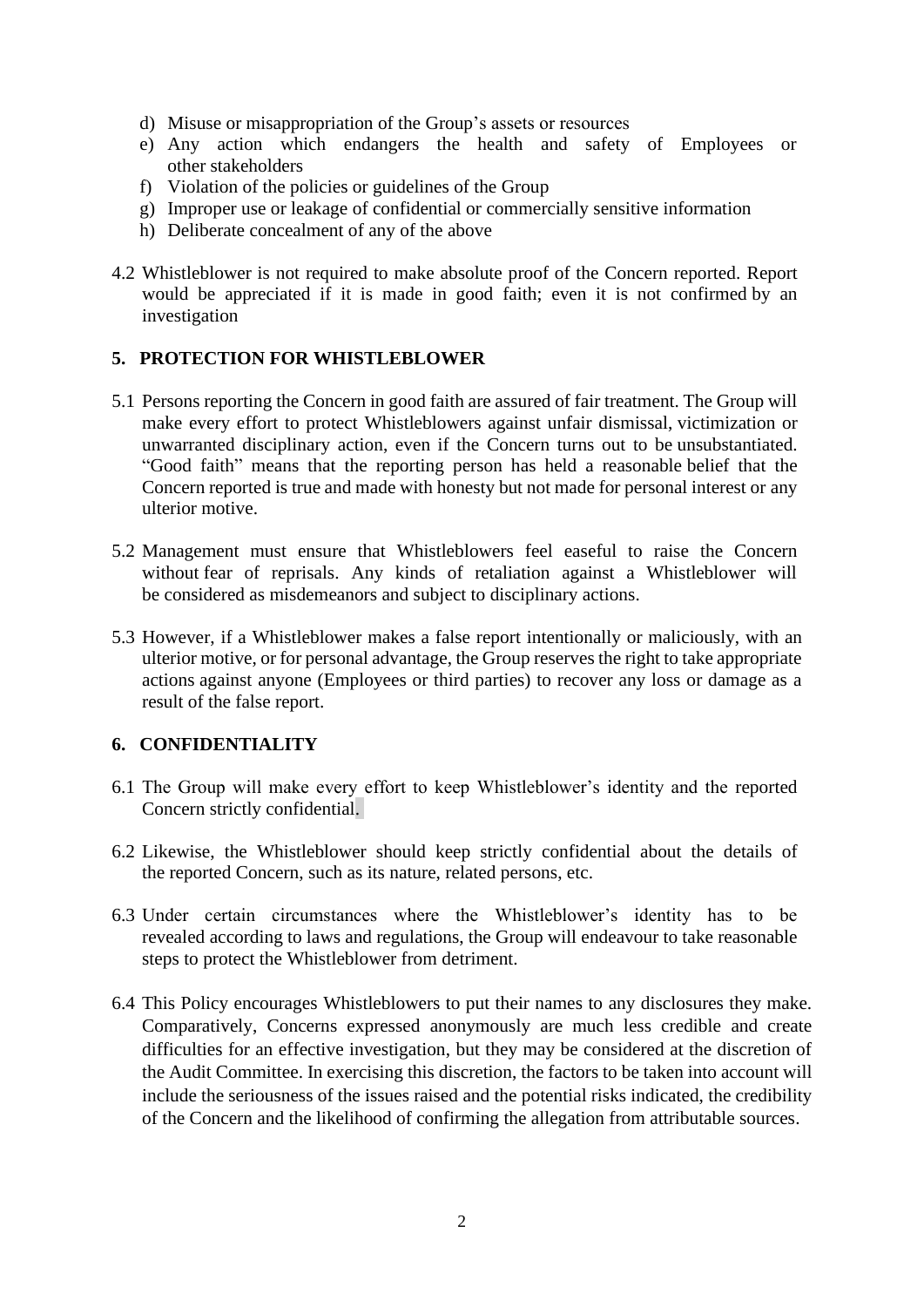d) Misuse or misappropriation of the Group's assets or resources
e) Any action which endangers the health and safety of Employees or other stakeholders
f) Violation of the policies or guidelines of the Group
g) Improper use or leakage of confidential or commercially sensitive information
h) Deliberate concealment of any of the above

4.2 Whistleblower is not required to make absolute proof of the Concern reported. Report would be appreciated if it is made in good faith; even it is not confirmed by an investigation

## 5. PROTECTION FOR WHISTLEBLOWER

5.1 Persons reporting the Concern in good faith are assured of fair treatment. The Group will make every effort to protect Whistleblowers against unfair dismissal, victimization or unwarranted disciplinary action, even if the Concern turns out to be unsubstantiated. "Good faith" means that the reporting person has held a reasonable belief that the Concern reported is true and made with honesty but not made for personal interest or any ulterior motive.

5.2 Management must ensure that Whistleblowers feel easeful to raise the Concern without fear of reprisals. Any kinds of retaliation against a Whistleblower will be considered as misdemeanors and subject to disciplinary actions.

5.3 However, if a Whistleblower makes a false report intentionally or maliciously, with an ulterior motive, or for personal advantage, the Group reserves the right to take appropriate actions against anyone (Employees or third parties) to recover any loss or damage as a result of the false report.

## 6. CONFIDENTIALITY

6.1 The Group will make every effort to keep Whistleblower's identity and the reported Concern strictly confidential.

6.2 Likewise, the Whistleblower should keep strictly confidential about the details of the reported Concern, such as its nature, related persons, etc.

6.3 Under certain circumstances where the Whistleblower's identity has to be revealed according to laws and regulations, the Group will endeavour to take reasonable steps to protect the Whistleblower from detriment.

6.4 This Policy encourages Whistleblowers to put their names to any disclosures they make. Comparatively, Concerns expressed anonymously are much less credible and create difficulties for an effective investigation, but they may be considered at the discretion of the Audit Committee. In exercising this discretion, the factors to be taken into account will include the seriousness of the issues raised and the potential risks indicated, the credibility of the Concern and the likelihood of confirming the allegation from attributable sources.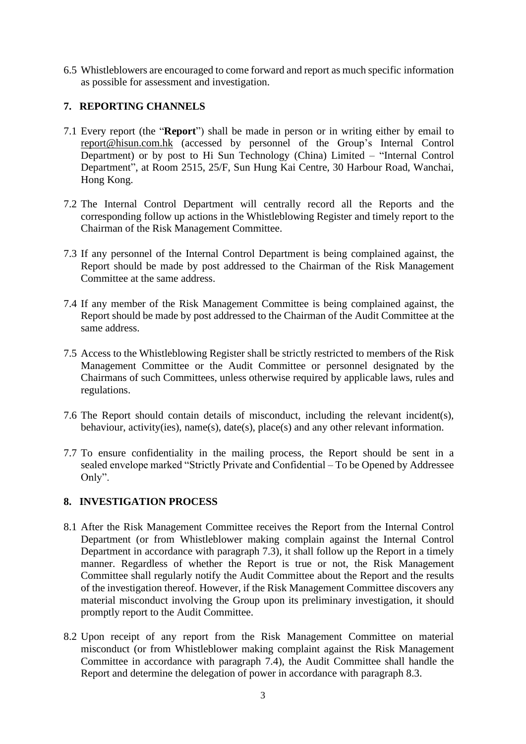6.5 Whistleblowers are encouraged to come forward and report as much specific information as possible for assessment and investigation.

## 7. REPORTING CHANNELS

7.1 Every report (the "**Report**") shall be made in person or in writing either by email to report@hisun.com.hk (accessed by personnel of the Group's Internal Control Department) or by post to Hi Sun Technology (China) Limited – "Internal Control Department", at Room 2515, 25/F, Sun Hung Kai Centre, 30 Harbour Road, Wanchai, Hong Kong.

7.2 The Internal Control Department will centrally record all the Reports and the corresponding follow up actions in the Whistleblowing Register and timely report to the Chairman of the Risk Management Committee.

7.3 If any personnel of the Internal Control Department is being complained against, the Report should be made by post addressed to the Chairman of the Risk Management Committee at the same address.

7.4 If any member of the Risk Management Committee is being complained against, the Report should be made by post addressed to the Chairman of the Audit Committee at the same address.

7.5 Access to the Whistleblowing Register shall be strictly restricted to members of the Risk Management Committee or the Audit Committee or personnel designated by the Chairmans of such Committees, unless otherwise required by applicable laws, rules and regulations.

7.6 The Report should contain details of misconduct, including the relevant incident(s), behaviour, activity(ies), name(s), date(s), place(s) and any other relevant information.

7.7 To ensure confidentiality in the mailing process, the Report should be sent in a sealed envelope marked "Strictly Private and Confidential – To be Opened by Addressee Only".

## 8. INVESTIGATION PROCESS

8.1 After the Risk Management Committee receives the Report from the Internal Control Department (or from Whistleblower making complain against the Internal Control Department in accordance with paragraph 7.3), it shall follow up the Report in a timely manner. Regardless of whether the Report is true or not, the Risk Management Committee shall regularly notify the Audit Committee about the Report and the results of the investigation thereof. However, if the Risk Management Committee discovers any material misconduct involving the Group upon its preliminary investigation, it should promptly report to the Audit Committee.

8.2 Upon receipt of any report from the Risk Management Committee on material misconduct (or from Whistleblower making complaint against the Risk Management Committee in accordance with paragraph 7.4), the Audit Committee shall handle the Report and determine the delegation of power in accordance with paragraph 8.3.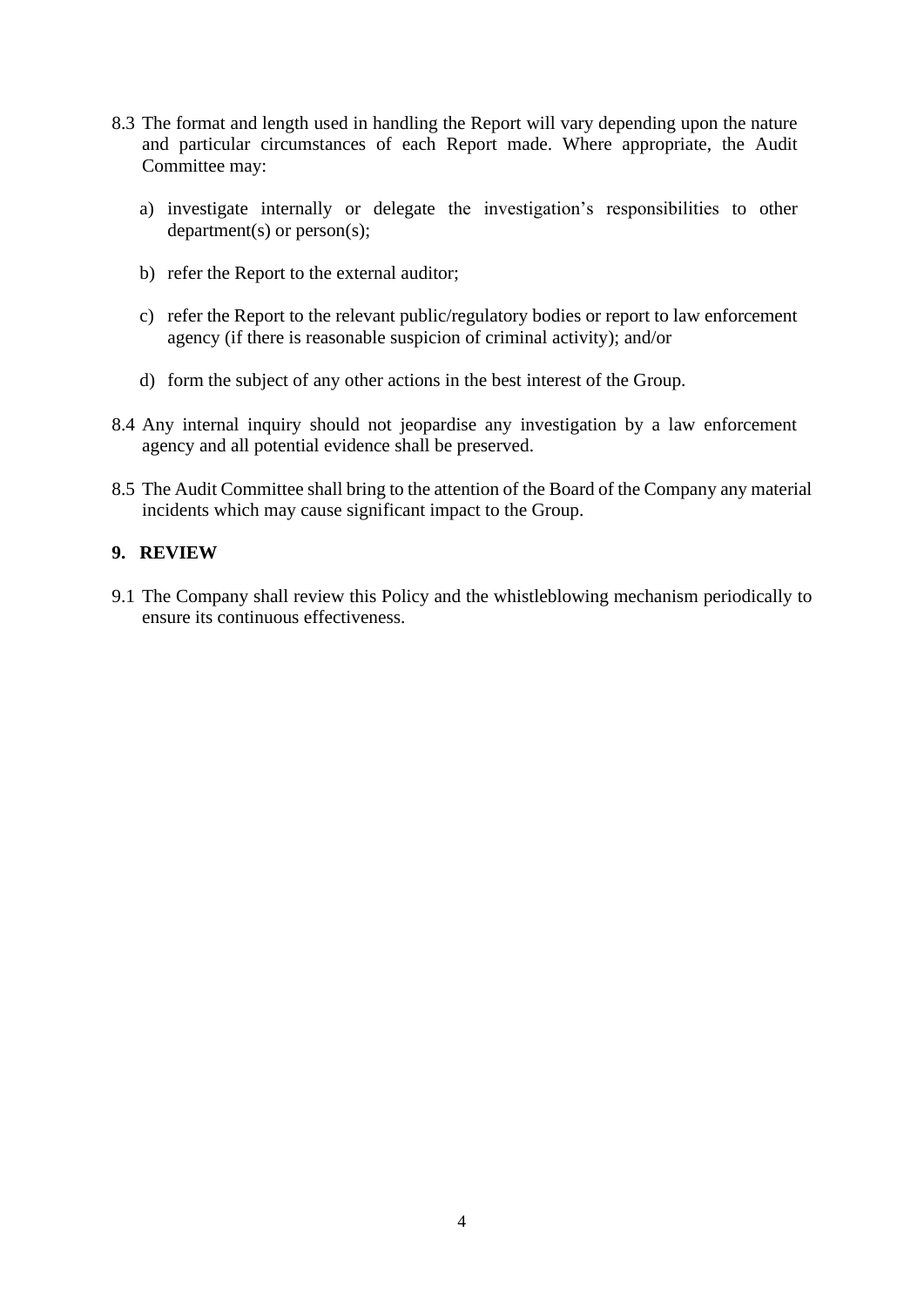8.3 The format and length used in handling the Report will vary depending upon the nature and particular circumstances of each Report made. Where appropriate, the Audit Committee may:

a) investigate internally or delegate the investigation's responsibilities to other department(s) or person(s);

b) refer the Report to the external auditor;

c) refer the Report to the relevant public/regulatory bodies or report to law enforcement agency (if there is reasonable suspicion of criminal activity); and/or

d) form the subject of any other actions in the best interest of the Group.

8.4 Any internal inquiry should not jeopardise any investigation by a law enforcement agency and all potential evidence shall be preserved.

8.5 The Audit Committee shall bring to the attention of the Board of the Company any material incidents which may cause significant impact to the Group.

## 9. REVIEW

9.1 The Company shall review this Policy and the whistleblowing mechanism periodically to ensure its continuous effectiveness.